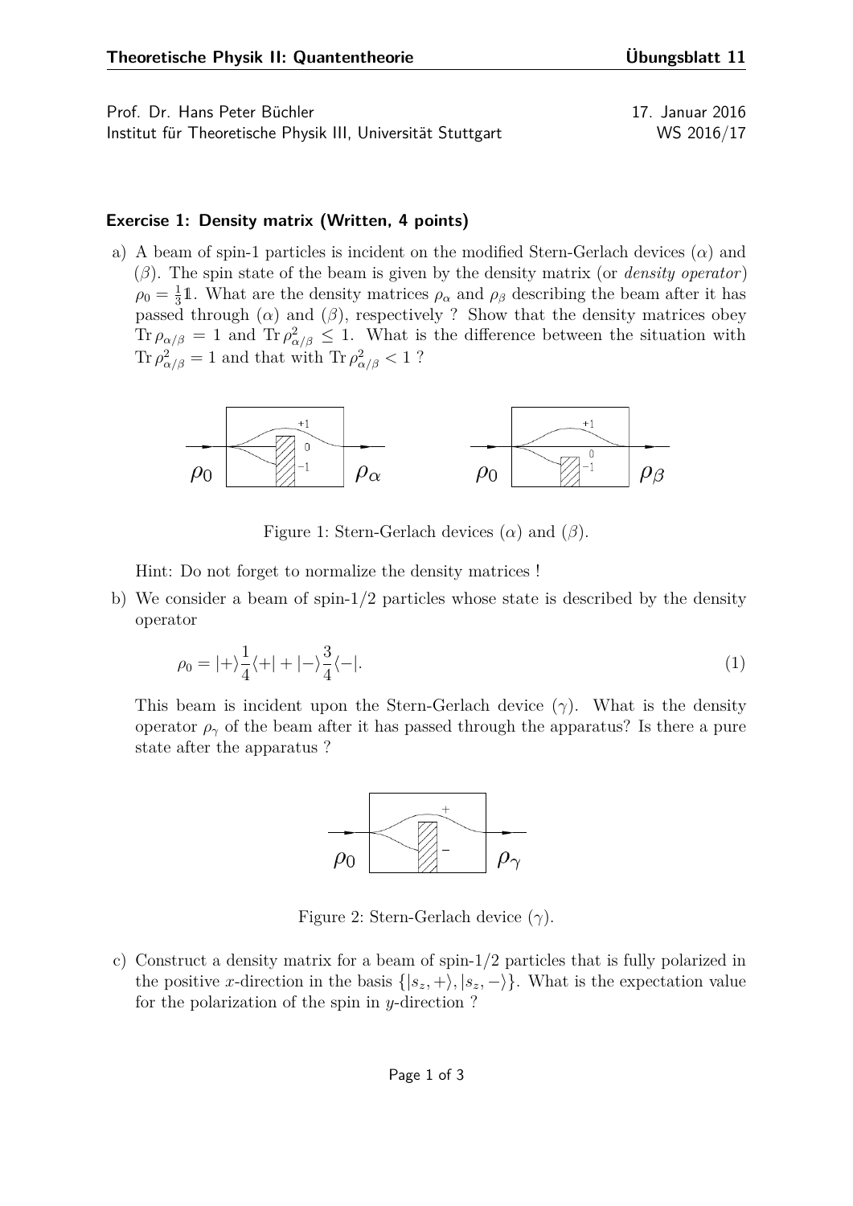Prof. Dr. Hans Peter Büchler
Institut für Theoretische Physik III, Universität Stuttgart

17. Januar 2016
WS 2016/17

### Exercise 1: Density matrix (Written, 4 points)

a) A beam of spin-1 particles is incident on the modified Stern-Gerlach devices ($\alpha$) and ($\beta$). The spin state of the beam is given by the density matrix (or *density operator*) $\rho_0 = \frac{1}{3}\mathbb{1}$. What are the density matrices $\rho_\alpha$ and $\rho_\beta$ describing the beam after it has passed through ($\alpha$) and ($\beta$), respectively ? Show that the density matrices obey $\mathrm{Tr}\,\rho_{\alpha/\beta} = 1$ and $\mathrm{Tr}\,\rho^2_{\alpha/\beta} \leq 1$. What is the difference between the situation with $\mathrm{Tr}\,\rho^2_{\alpha/\beta} = 1$ and that with $\mathrm{Tr}\,\rho^2_{\alpha/\beta} < 1$ ?

Figure 1: Stern-Gerlach devices ($\alpha$) and ($\beta$).

Hint: Do not forget to normalize the density matrices !

b) We consider a beam of spin-1/2 particles whose state is described by the density operator

$$\rho_0 = |+\rangle \frac{1}{4} \langle +| + |-\rangle \frac{3}{4} \langle -|. \tag{1}$$

This beam is incident upon the Stern-Gerlach device ($\gamma$). What is the density operator $\rho_\gamma$ of the beam after it has passed through the apparatus? Is there a pure state after the apparatus ?

Figure 2: Stern-Gerlach device ($\gamma$).

c) Construct a density matrix for a beam of spin-1/2 particles that is fully polarized in the positive $x$-direction in the basis $\{|s_z, +\rangle, |s_z, -\rangle\}$. What is the expectation value for the polarization of the spin in $y$-direction ?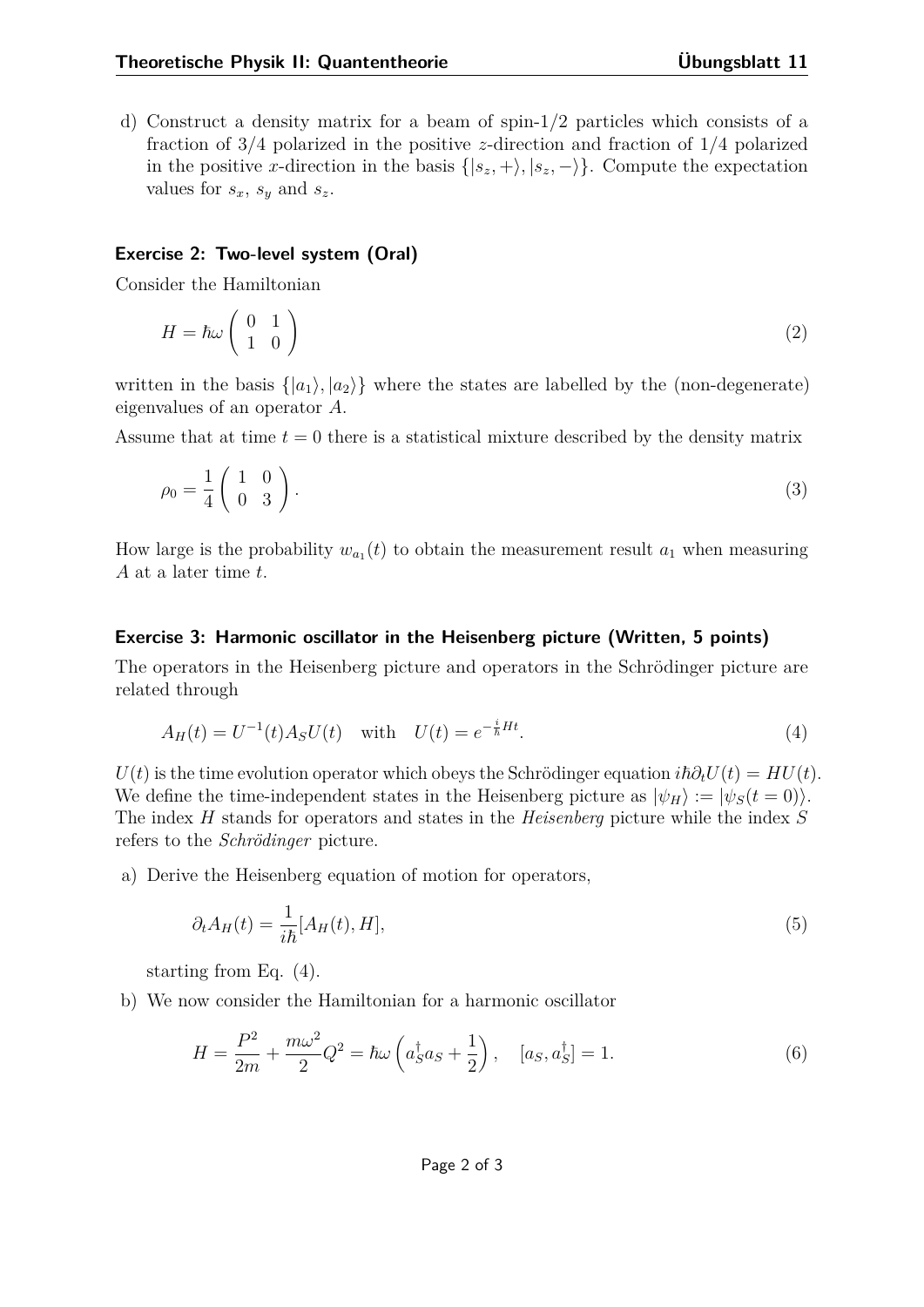d) Construct a density matrix for a beam of spin-1/2 particles which consists of a fraction of 3/4 polarized in the positive $z$-direction and fraction of 1/4 polarized in the positive $x$-direction in the basis $\{|s_z, +\rangle, |s_z, -\rangle\}$. Compute the expectation values for $s_x$, $s_y$ and $s_z$.

### Exercise 2: Two-level system (Oral)

Consider the Hamiltonian

$$H = \hbar\omega \begin{pmatrix} 0 & 1 \\ 1 & 0 \end{pmatrix} \tag{2}$$

written in the basis $\{|a_1\rangle, |a_2\rangle\}$ where the states are labelled by the (non-degenerate) eigenvalues of an operator $A$.

Assume that at time $t = 0$ there is a statistical mixture described by the density matrix

$$\rho_0 = \frac{1}{4} \begin{pmatrix} 1 & 0 \\ 0 & 3 \end{pmatrix}. \tag{3}$$

How large is the probability $w_{a_1}(t)$ to obtain the measurement result $a_1$ when measuring $A$ at a later time $t$.

### Exercise 3: Harmonic oscillator in the Heisenberg picture (Written, 5 points)

The operators in the Heisenberg picture and operators in the Schrödinger picture are related through

$$A_H(t) = U^{-1}(t) A_S U(t) \quad \text{with} \quad U(t) = e^{-\frac{i}{\hbar}Ht}. \tag{4}$$

$U(t)$ is the time evolution operator which obeys the Schrödinger equation $i\hbar\partial_t U(t) = HU(t)$. We define the time-independent states in the Heisenberg picture as $|\psi_H\rangle := |\psi_S(t = 0)\rangle$. The index $H$ stands for operators and states in the *Heisenberg* picture while the index $S$ refers to the *Schrödinger* picture.

a) Derive the Heisenberg equation of motion for operators,

$$\partial_t A_H(t) = \frac{1}{i\hbar}[A_H(t), H], \tag{5}$$

starting from Eq. (4).

b) We now consider the Hamiltonian for a harmonic oscillator

$$H = \frac{P^2}{2m} + \frac{m\omega^2}{2} Q^2 = \hbar\omega \left( a_S^\dagger a_S + \frac{1}{2} \right), \quad [a_S, a_S^\dagger] = 1. \tag{6}$$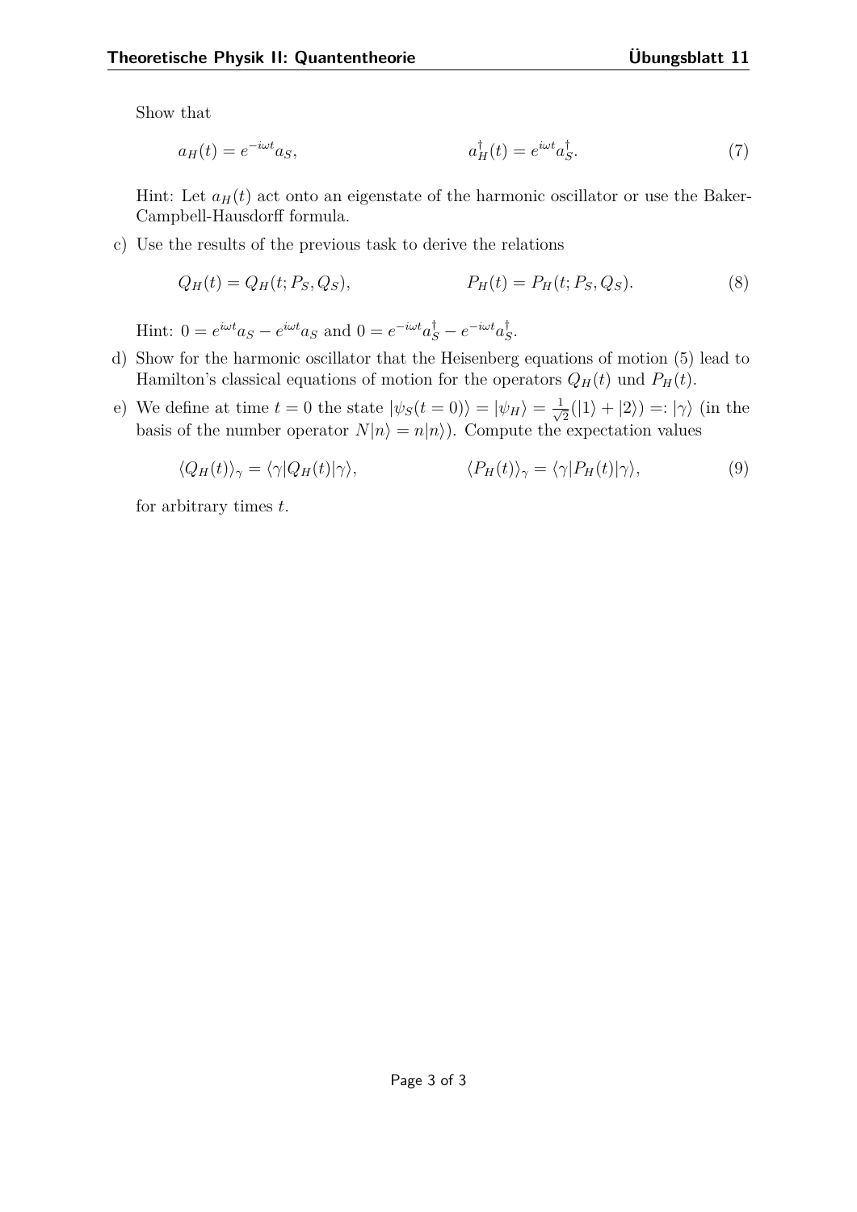Show that

$$a_H(t) = e^{-i\omega t} a_S, \qquad\qquad a_H^\dagger(t) = e^{i\omega t} a_S^\dagger. \tag{7}$$

Hint: Let $a_H(t)$ act onto an eigenstate of the harmonic oscillator or use the Baker-Campbell-Hausdorff formula.

c) Use the results of the previous task to derive the relations

$$Q_H(t) = Q_H(t; P_S, Q_S), \qquad\qquad P_H(t) = P_H(t; P_S, Q_S). \tag{8}$$

Hint: $0 = e^{i\omega t} a_S - e^{i\omega t} a_S$ and $0 = e^{-i\omega t} a_S^\dagger - e^{-i\omega t} a_S^\dagger$.

d) Show for the harmonic oscillator that the Heisenberg equations of motion (5) lead to Hamilton's classical equations of motion for the operators $Q_H(t)$ und $P_H(t)$.

e) We define at time $t = 0$ the state $|\psi_S(t = 0)\rangle = |\psi_H\rangle = \frac{1}{\sqrt{2}}(|1\rangle + |2\rangle) =: |\gamma\rangle$ (in the basis of the number operator $N|n\rangle = n|n\rangle$). Compute the expectation values

$$\langle Q_H(t)\rangle_\gamma = \langle\gamma|Q_H(t)|\gamma\rangle, \qquad\qquad \langle P_H(t)\rangle_\gamma = \langle\gamma|P_H(t)|\gamma\rangle, \tag{9}$$

for arbitrary times $t$.